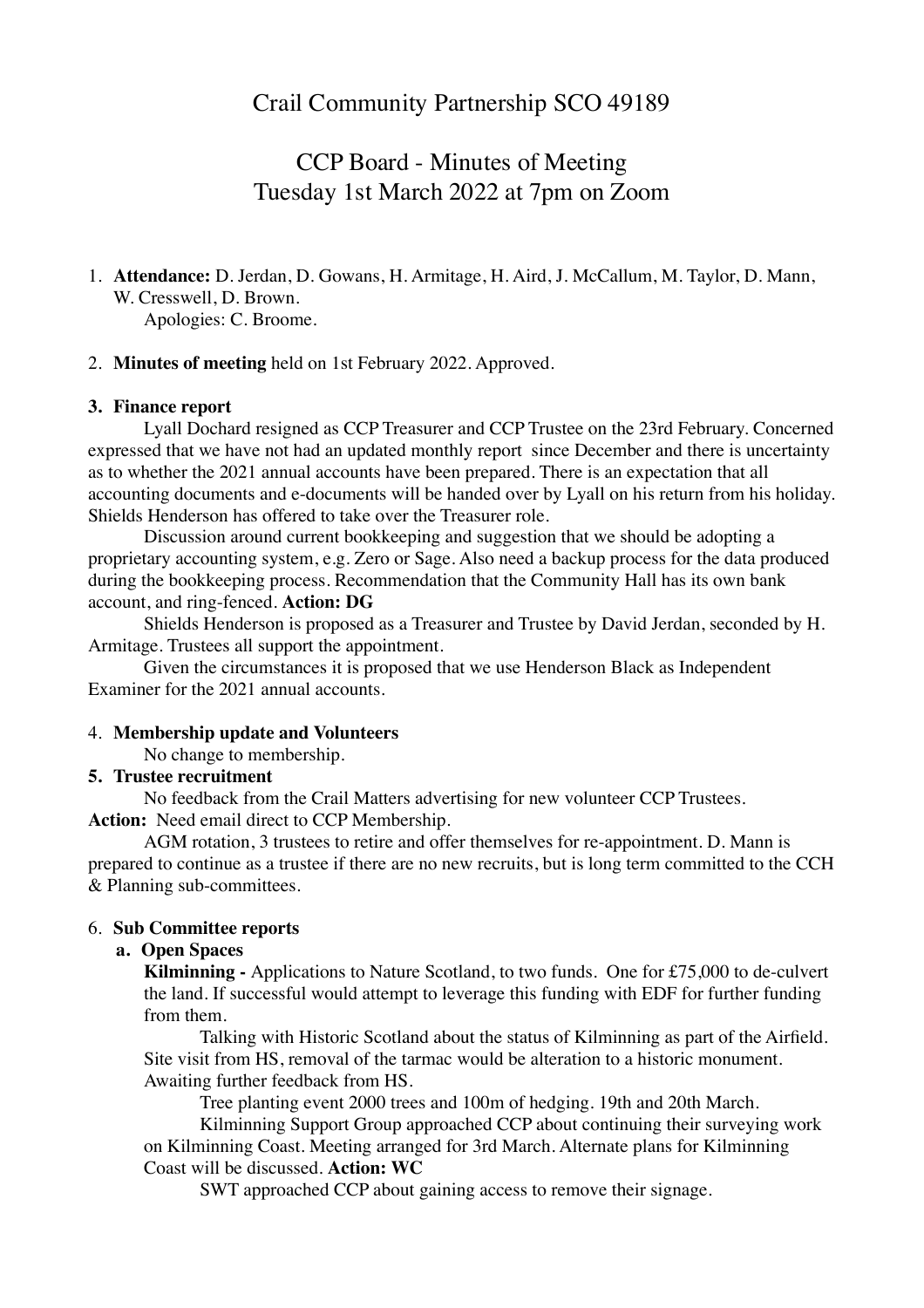# Crail Community Partnership SCO 49189

## CCP Board - Minutes of Meeting
## Tuesday 1st March 2022 at 7pm on Zoom

1. **Attendance:** D. Jerdan, D. Gowans, H. Armitage, H. Aird, J. McCallum, M. Taylor, D. Mann, W. Cresswell, D. Brown.
   Apologies: C. Broome.

2. **Minutes of meeting** held on 1st February 2022. Approved.

3. **Finance report**

   Lyall Dochard resigned as CCP Treasurer and CCP Trustee on the 23rd February. Concerned expressed that we have not had an updated monthly report since December and there is uncertainty as to whether the 2021 annual accounts have been prepared. There is an expectation that all accounting documents and e-documents will be handed over by Lyall on his return from his holiday. Shields Henderson has offered to take over the Treasurer role.

   Discussion around current bookkeeping and suggestion that we should be adopting a proprietary accounting system, e.g. Zero or Sage. Also need a backup process for the data produced during the bookkeeping process. Recommendation that the Community Hall has its own bank account, and ring-fenced. **Action: DG**

   Shields Henderson is proposed as a Treasurer and Trustee by David Jerdan, seconded by H. Armitage. Trustees all support the appointment.

   Given the circumstances it is proposed that we use Henderson Black as Independent Examiner for the 2021 annual accounts.

4. **Membership update and Volunteers**

   No change to membership.

5. **Trustee recruitment**

   No feedback from the Crail Matters advertising for new volunteer CCP Trustees.

   **Action:** Need email direct to CCP Membership.

   AGM rotation, 3 trustees to retire and offer themselves for re-appointment. D. Mann is prepared to continue as a trustee if there are no new recruits, but is long term committed to the CCH & Planning sub-committees.

6. **Sub Committee reports**

   a. **Open Spaces**

   **Kilminning -** Applications to Nature Scotland, to two funds. One for £75,000 to de-culvert the land. If successful would attempt to leverage this funding with EDF for further funding from them.

   Talking with Historic Scotland about the status of Kilminning as part of the Airfield. Site visit from HS, removal of the tarmac would be alteration to a historic monument. Awaiting further feedback from HS.

   Tree planting event 2000 trees and 100m of hedging. 19th and 20th March.

   Kilminning Support Group approached CCP about continuing their surveying work on Kilminning Coast. Meeting arranged for 3rd March. Alternate plans for Kilminning Coast will be discussed. **Action: WC**

   SWT approached CCP about gaining access to remove their signage.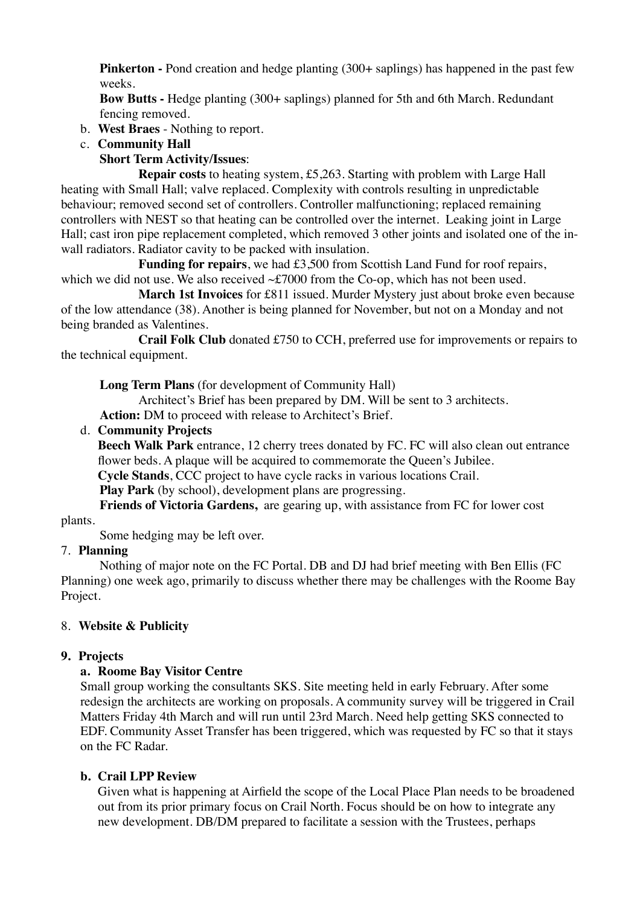**Pinkerton -** Pond creation and hedge planting (300+ saplings) has happened in the past few weeks.

**Bow Butts -** Hedge planting (300+ saplings) planned for 5th and 6th March. Redundant fencing removed.

b. **West Braes** - Nothing to report.

c. **Community Hall**

**Short Term Activity/Issues**:

**Repair costs** to heating system, £5,263. Starting with problem with Large Hall heating with Small Hall; valve replaced. Complexity with controls resulting in unpredictable behaviour; removed second set of controllers. Controller malfunctioning; replaced remaining controllers with NEST so that heating can be controlled over the internet. Leaking joint in Large Hall; cast iron pipe replacement completed, which removed 3 other joints and isolated one of the in-wall radiators. Radiator cavity to be packed with insulation.

**Funding for repairs**, we had £3,500 from Scottish Land Fund for roof repairs, which we did not use. We also received ~£7000 from the Co-op, which has not been used.

**March 1st Invoices** for £811 issued. Murder Mystery just about broke even because of the low attendance (38). Another is being planned for November, but not on a Monday and not being branded as Valentines.

**Crail Folk Club** donated £750 to CCH, preferred use for improvements or repairs to the technical equipment.

**Long Term Plans** (for development of Community Hall)

Architect's Brief has been prepared by DM. Will be sent to 3 architects.

**Action:** DM to proceed with release to Architect's Brief.

d. **Community Projects**

**Beech Walk Park** entrance, 12 cherry trees donated by FC. FC will also clean out entrance flower beds. A plaque will be acquired to commemorate the Queen's Jubilee.

**Cycle Stands**, CCC project to have cycle racks in various locations Crail.

**Play Park** (by school), development plans are progressing.

**Friends of Victoria Gardens,** are gearing up, with assistance from FC for lower cost plants.

Some hedging may be left over.

7. **Planning**

Nothing of major note on the FC Portal. DB and DJ had brief meeting with Ben Ellis (FC Planning) one week ago, primarily to discuss whether there may be challenges with the Roome Bay Project.

8. **Website & Publicity**

**9. Projects**

**a. Roome Bay Visitor Centre**

Small group working the consultants SKS. Site meeting held in early February. After some redesign the architects are working on proposals. A community survey will be triggered in Crail Matters Friday 4th March and will run until 23rd March. Need help getting SKS connected to EDF. Community Asset Transfer has been triggered, which was requested by FC so that it stays on the FC Radar.

**b. Crail LPP Review**

Given what is happening at Airfield the scope of the Local Place Plan needs to be broadened out from its prior primary focus on Crail North. Focus should be on how to integrate any new development. DB/DM prepared to facilitate a session with the Trustees, perhaps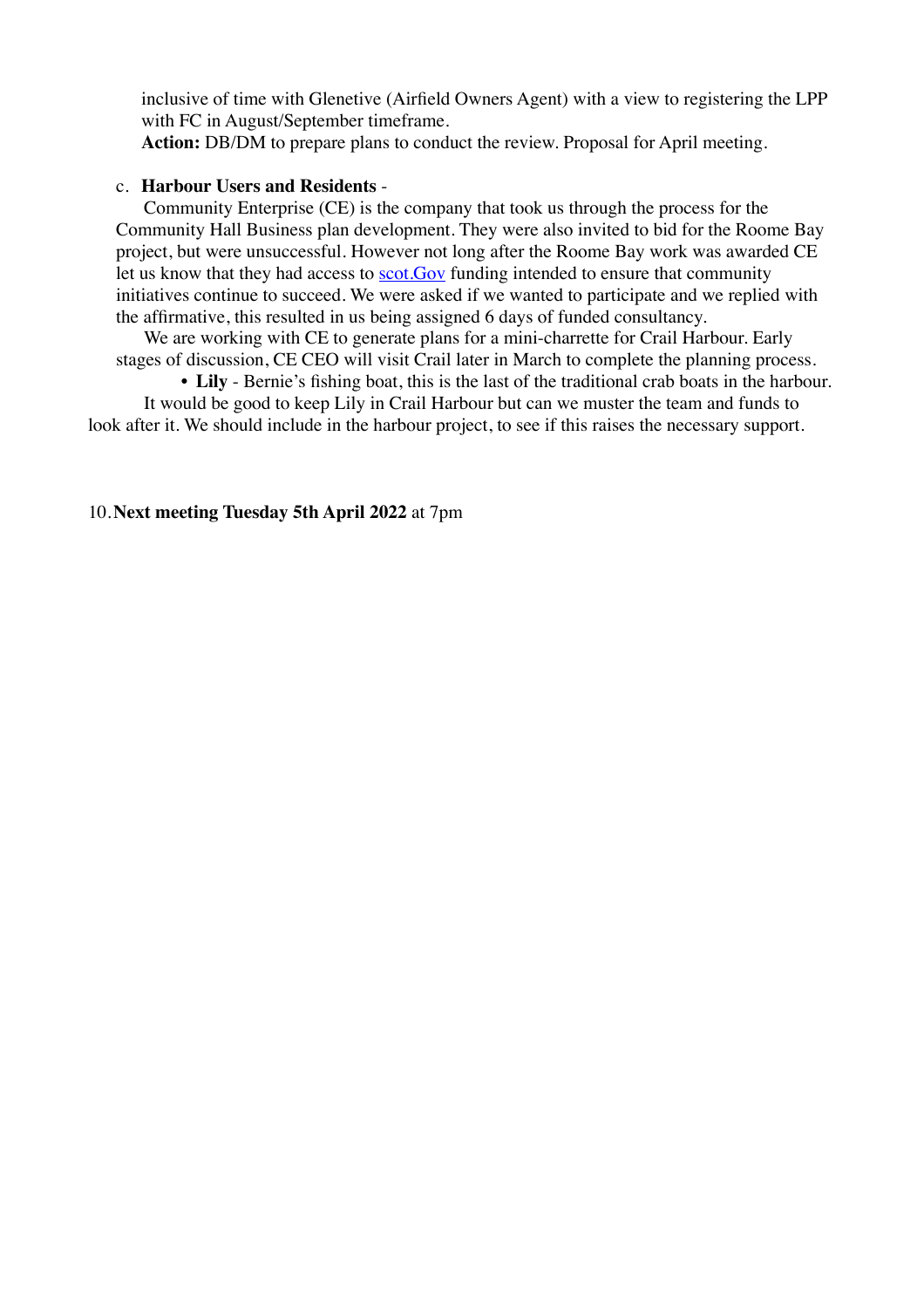inclusive of time with Glenetive (Airfield Owners Agent) with a view to registering the LPP with FC in August/September timeframe.

**Action:** DB/DM to prepare plans to conduct the review. Proposal for April meeting.

c. **Harbour Users and Residents** -

Community Enterprise (CE) is the company that took us through the process for the Community Hall Business plan development. They were also invited to bid for the Roome Bay project, but were unsuccessful. However not long after the Roome Bay work was awarded CE let us know that they had access to scot.Gov funding intended to ensure that community initiatives continue to succeed. We were asked if we wanted to participate and we replied with the affirmative, this resulted in us being assigned 6 days of funded consultancy.

We are working with CE to generate plans for a mini-charrette for Crail Harbour. Early stages of discussion, CE CEO will visit Crail later in March to complete the planning process.

- **Lily** - Bernie's fishing boat, this is the last of the traditional crab boats in the harbour.

It would be good to keep Lily in Crail Harbour but can we muster the team and funds to look after it. We should include in the harbour project, to see if this raises the necessary support.

10. **Next meeting Tuesday 5th April 2022** at 7pm